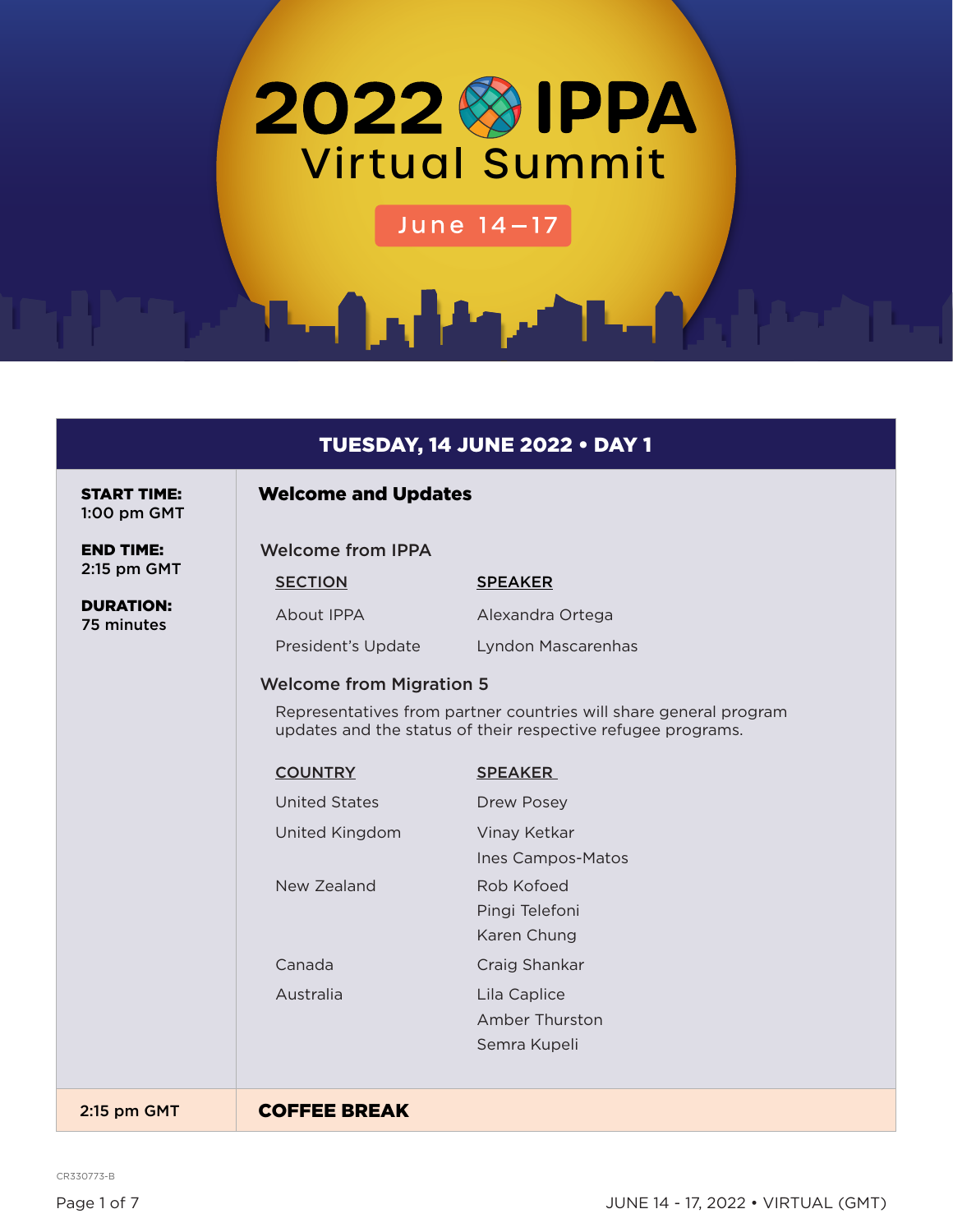# 2022 IPPA Virtual Summit

June 14–17

## TUESDAY, 14 JUNE 2022 • DAY 1

**START TIME:**
1:00 pm GMT

**END TIME:**
2:15 pm GMT

**DURATION:**
75 minutes

### Welcome and Updates

#### Welcome from IPPA

| SECTION | SPEAKER |
|---|---|
| About IPPA | Alexandra Ortega |
| President's Update | Lyndon Mascarenhas |

#### Welcome from Migration 5

Representatives from partner countries will share general program updates and the status of their respective refugee programs.

| COUNTRY | SPEAKER |
|---|---|
| United States | Drew Posey |
| United Kingdom | Vinay Ketkar |
| | Ines Campos-Matos |
| New Zealand | Rob Kofoed |
| | Pingi Telefoni |
| | Karen Chung |
| Canada | Craig Shankar |
| Australia | Lila Caplice |
| | Amber Thurston |
| | Semra Kupeli |

2:15 pm GMT — **COFFEE BREAK**

CR330773-B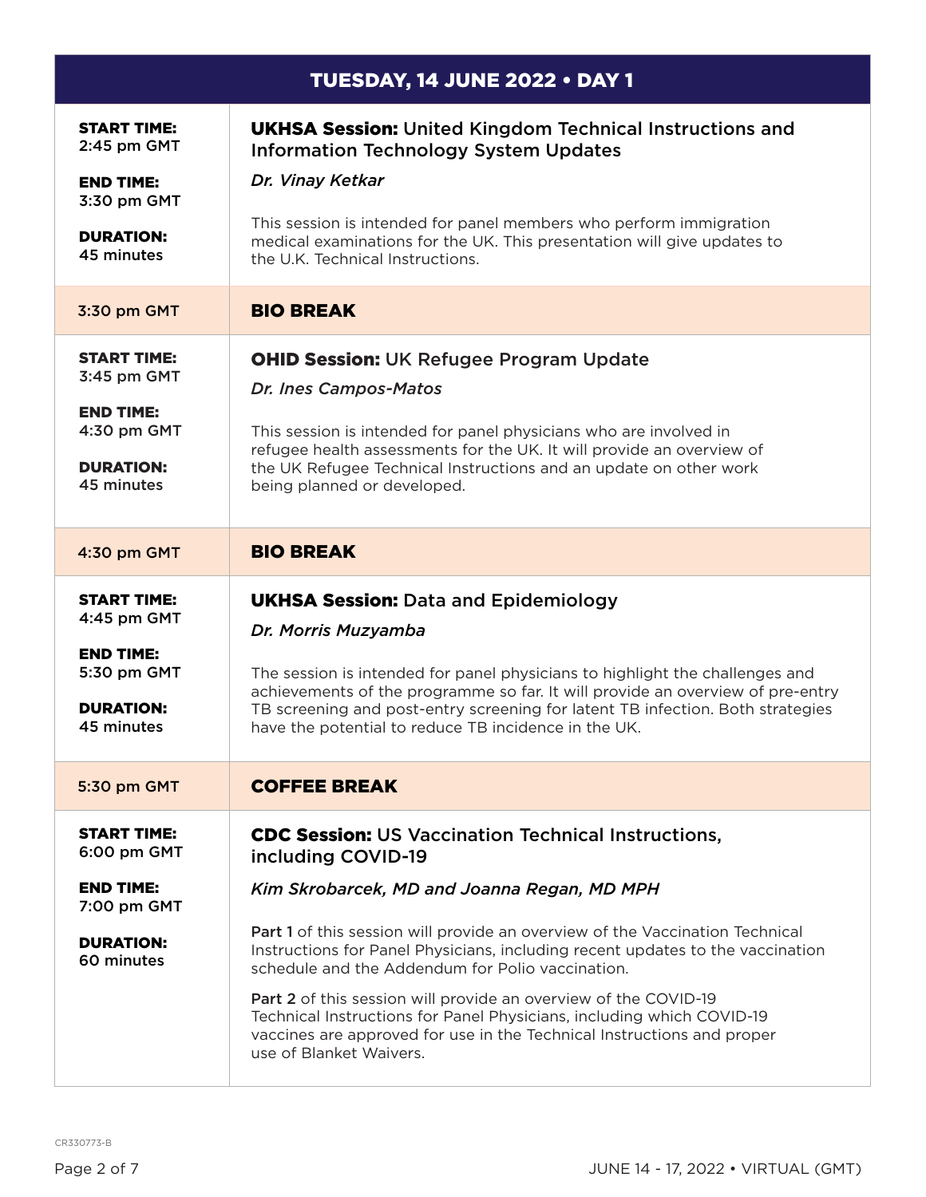## TUESDAY, 14 JUNE 2022 • DAY 1

| | |
|---|---|
| **START TIME:** 2:45 pm GMT<br>**END TIME:** 3:30 pm GMT<br>**DURATION:** 45 minutes | **UKHSA Session:** United Kingdom Technical Instructions and Information Technology System Updates<br>*Dr. Vinay Ketkar*<br>This session is intended for panel members who perform immigration medical examinations for the UK. This presentation will give updates to the U.K. Technical Instructions. |
| 3:30 pm GMT | **BIO BREAK** |
| **START TIME:** 3:45 pm GMT<br>**END TIME:** 4:30 pm GMT<br>**DURATION:** 45 minutes | **OHID Session:** UK Refugee Program Update<br>*Dr. Ines Campos-Matos*<br>This session is intended for panel physicians who are involved in refugee health assessments for the UK. It will provide an overview of the UK Refugee Technical Instructions and an update on other work being planned or developed. |
| 4:30 pm GMT | **BIO BREAK** |
| **START TIME:** 4:45 pm GMT<br>**END TIME:** 5:30 pm GMT<br>**DURATION:** 45 minutes | **UKHSA Session:** Data and Epidemiology<br>*Dr. Morris Muzyamba*<br>The session is intended for panel physicians to highlight the challenges and achievements of the programme so far. It will provide an overview of pre-entry TB screening and post-entry screening for latent TB infection. Both strategies have the potential to reduce TB incidence in the UK. |
| 5:30 pm GMT | **COFFEE BREAK** |
| **START TIME:** 6:00 pm GMT<br>**END TIME:** 7:00 pm GMT<br>**DURATION:** 60 minutes | **CDC Session:** US Vaccination Technical Instructions, including COVID-19<br>*Kim Skrobarcek, MD and Joanna Regan, MD MPH*<br>**Part 1** of this session will provide an overview of the Vaccination Technical Instructions for Panel Physicians, including recent updates to the vaccination schedule and the Addendum for Polio vaccination.<br>**Part 2** of this session will provide an overview of the COVID-19 Technical Instructions for Panel Physicians, including which COVID-19 vaccines are approved for use in the Technical Instructions and proper use of Blanket Waivers. |

CR330773-B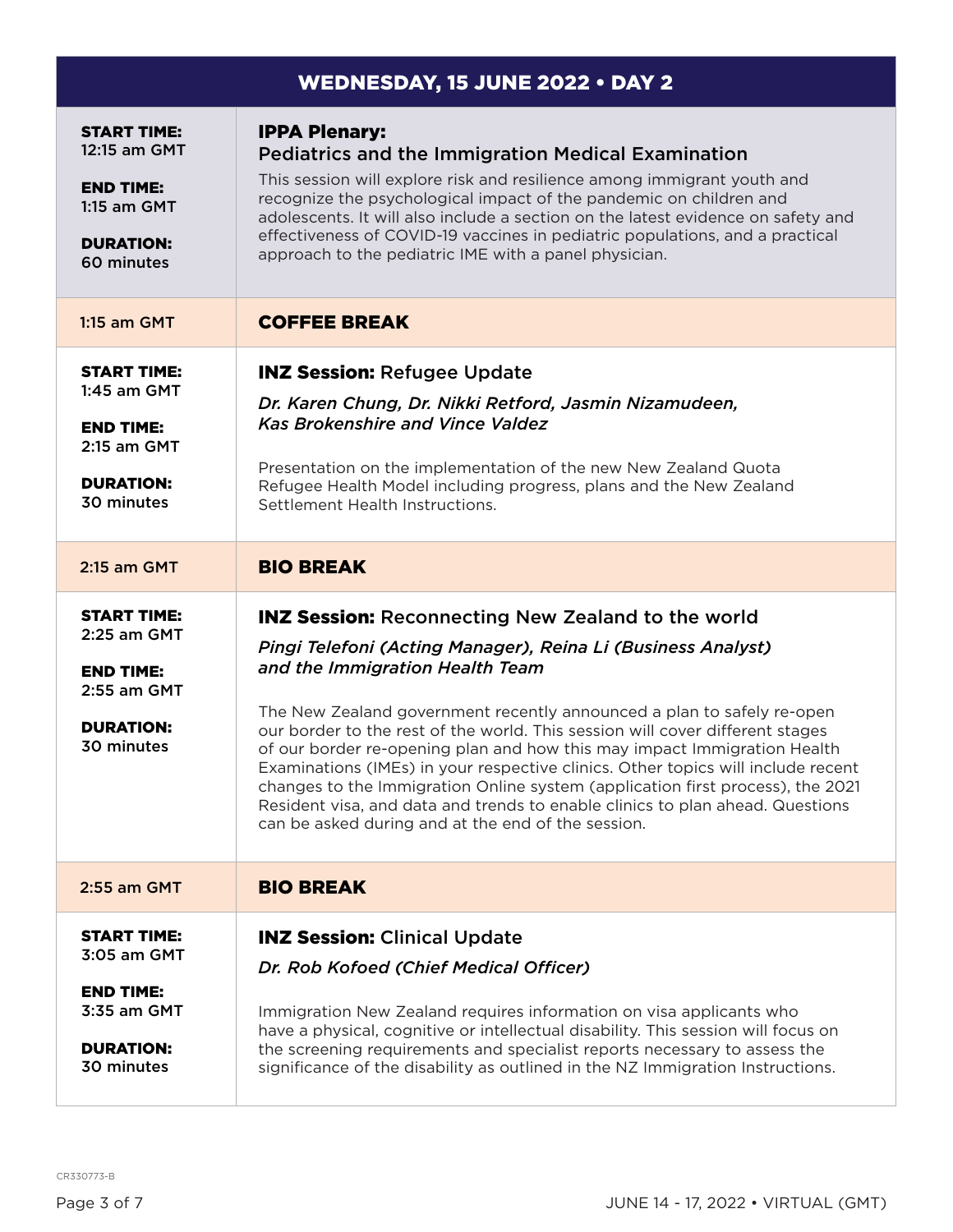## WEDNESDAY, 15 JUNE 2022 • DAY 2

| Time | Session |
| --- | --- |
| **START TIME:** 12:15 am GMT<br>**END TIME:** 1:15 am GMT<br>**DURATION:** 60 minutes | **IPPA Plenary:**<br>Pediatrics and the Immigration Medical Examination<br>This session will explore risk and resilience among immigrant youth and recognize the psychological impact of the pandemic on children and adolescents. It will also include a section on the latest evidence on safety and effectiveness of COVID-19 vaccines in pediatric populations, and a practical approach to the pediatric IME with a panel physician. |
| 1:15 am GMT | **COFFEE BREAK** |
| **START TIME:** 1:45 am GMT<br>**END TIME:** 2:15 am GMT<br>**DURATION:** 30 minutes | **INZ Session:** Refugee Update<br>*Dr. Karen Chung, Dr. Nikki Retford, Jasmin Nizamudeen, Kas Brokenshire and Vince Valdez*<br>Presentation on the implementation of the new New Zealand Quota Refugee Health Model including progress, plans and the New Zealand Settlement Health Instructions. |
| 2:15 am GMT | **BIO BREAK** |
| **START TIME:** 2:25 am GMT<br>**END TIME:** 2:55 am GMT<br>**DURATION:** 30 minutes | **INZ Session:** Reconnecting New Zealand to the world<br>*Pingi Telefoni (Acting Manager), Reina Li (Business Analyst) and the Immigration Health Team*<br>The New Zealand government recently announced a plan to safely re-open our border to the rest of the world. This session will cover different stages of our border re-opening plan and how this may impact Immigration Health Examinations (IMEs) in your respective clinics. Other topics will include recent changes to the Immigration Online system (application first process), the 2021 Resident visa, and data and trends to enable clinics to plan ahead. Questions can be asked during and at the end of the session. |
| 2:55 am GMT | **BIO BREAK** |
| **START TIME:** 3:05 am GMT<br>**END TIME:** 3:35 am GMT<br>**DURATION:** 30 minutes | **INZ Session:** Clinical Update<br>*Dr. Rob Kofoed (Chief Medical Officer)*<br>Immigration New Zealand requires information on visa applicants who have a physical, cognitive or intellectual disability. This session will focus on the screening requirements and specialist reports necessary to assess the significance of the disability as outlined in the NZ Immigration Instructions. |

CR330773-B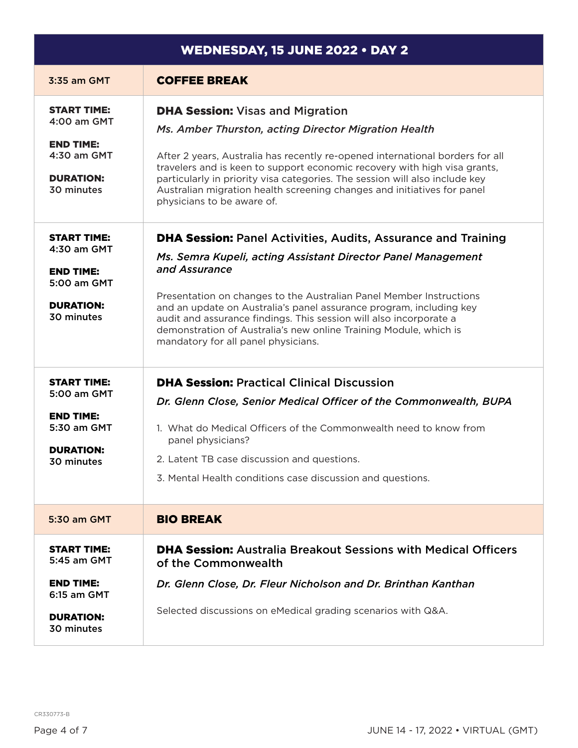## WEDNESDAY, 15 JUNE 2022 • DAY 2

| | |
|---|---|
| 3:35 am GMT | **COFFEE BREAK** |
| **START TIME:** 4:00 am GMT<br>**END TIME:** 4:30 am GMT<br>**DURATION:** 30 minutes | **DHA Session:** Visas and Migration<br>*Ms. Amber Thurston, acting Director Migration Health*<br>After 2 years, Australia has recently re-opened international borders for all travelers and is keen to support economic recovery with high visa grants, particularly in priority visa categories. The session will also include key Australian migration health screening changes and initiatives for panel physicians to be aware of. |
| **START TIME:** 4:30 am GMT<br>**END TIME:** 5:00 am GMT<br>**DURATION:** 30 minutes | **DHA Session:** Panel Activities, Audits, Assurance and Training<br>*Ms. Semra Kupeli, acting Assistant Director Panel Management and Assurance*<br>Presentation on changes to the Australian Panel Member Instructions and an update on Australia's panel assurance program, including key audit and assurance findings. This session will also incorporate a demonstration of Australia's new online Training Module, which is mandatory for all panel physicians. |
| **START TIME:** 5:00 am GMT<br>**END TIME:** 5:30 am GMT<br>**DURATION:** 30 minutes | **DHA Session:** Practical Clinical Discussion<br>*Dr. Glenn Close, Senior Medical Officer of the Commonwealth, BUPA*<br>1. What do Medical Officers of the Commonwealth need to know from panel physicians?<br>2. Latent TB case discussion and questions.<br>3. Mental Health conditions case discussion and questions. |
| 5:30 am GMT | **BIO BREAK** |
| **START TIME:** 5:45 am GMT<br>**END TIME:** 6:15 am GMT<br>**DURATION:** 30 minutes | **DHA Session:** Australia Breakout Sessions with Medical Officers of the Commonwealth<br>*Dr. Glenn Close, Dr. Fleur Nicholson and Dr. Brinthan Kanthan*<br>Selected discussions on eMedical grading scenarios with Q&A. |

CR330773-B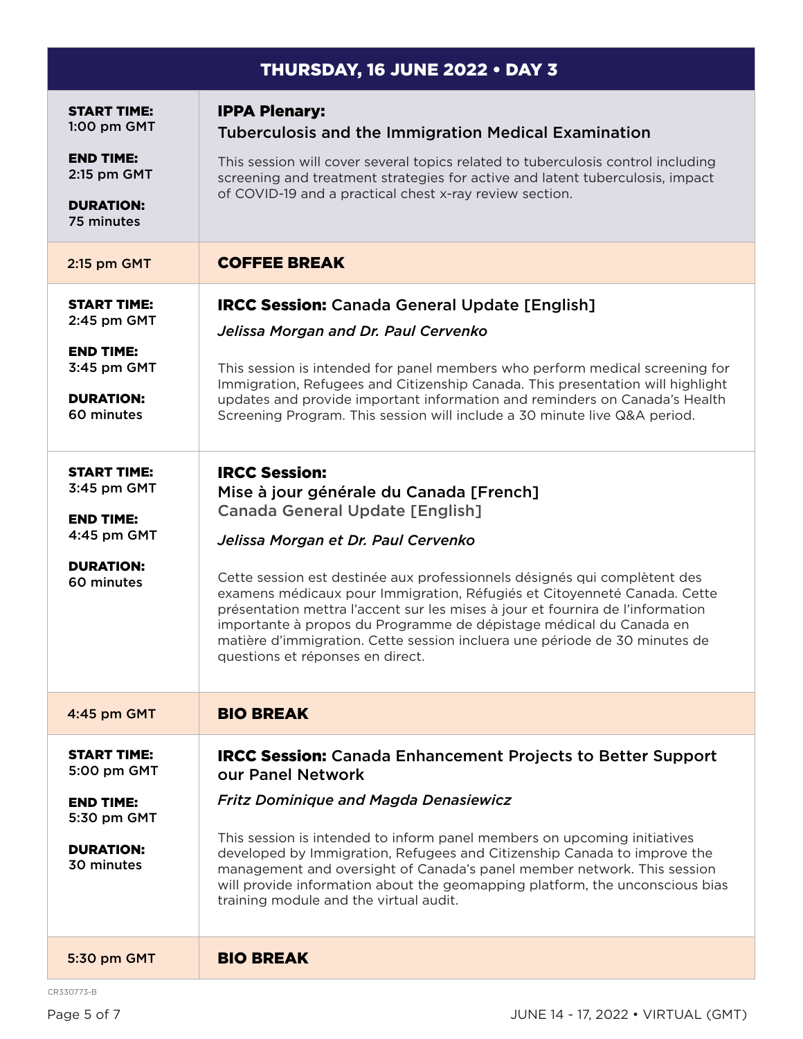## THURSDAY, 16 JUNE 2022 • DAY 3

| | |
|---|---|
| **START TIME:** 1:00 pm GMT<br>**END TIME:** 2:15 pm GMT<br>**DURATION:** 75 minutes | **IPPA Plenary:** Tuberculosis and the Immigration Medical Examination<br><br>This session will cover several topics related to tuberculosis control including screening and treatment strategies for active and latent tuberculosis, impact of COVID-19 and a practical chest x-ray review section. |
| 2:15 pm GMT | **COFFEE BREAK** |
| **START TIME:** 2:45 pm GMT<br>**END TIME:** 3:45 pm GMT<br>**DURATION:** 60 minutes | **IRCC Session:** Canada General Update [English]<br><br>*Jelissa Morgan and Dr. Paul Cervenko*<br><br>This session is intended for panel members who perform medical screening for Immigration, Refugees and Citizenship Canada. This presentation will highlight updates and provide important information and reminders on Canada's Health Screening Program. This session will include a 30 minute live Q&A period. |
| **START TIME:** 3:45 pm GMT<br>**END TIME:** 4:45 pm GMT<br>**DURATION:** 60 minutes | **IRCC Session:** Mise à jour générale du Canada [French]<br>Canada General Update [English]<br><br>*Jelissa Morgan et Dr. Paul Cervenko*<br><br>Cette session est destinée aux professionnels désignés qui complètent des examens médicaux pour Immigration, Réfugiés et Citoyenneté Canada. Cette présentation mettra l'accent sur les mises à jour et fournira de l'information importante à propos du Programme de dépistage médical du Canada en matière d'immigration. Cette session incluera une période de 30 minutes de questions et réponses en direct. |
| 4:45 pm GMT | **BIO BREAK** |
| **START TIME:** 5:00 pm GMT<br>**END TIME:** 5:30 pm GMT<br>**DURATION:** 30 minutes | **IRCC Session:** Canada Enhancement Projects to Better Support our Panel Network<br><br>*Fritz Dominique and Magda Denasiewicz*<br><br>This session is intended to inform panel members on upcoming initiatives developed by Immigration, Refugees and Citizenship Canada to improve the management and oversight of Canada's panel member network. This session will provide information about the geomapping platform, the unconscious bias training module and the virtual audit. |
| 5:30 pm GMT | **BIO BREAK** |

CR330773-B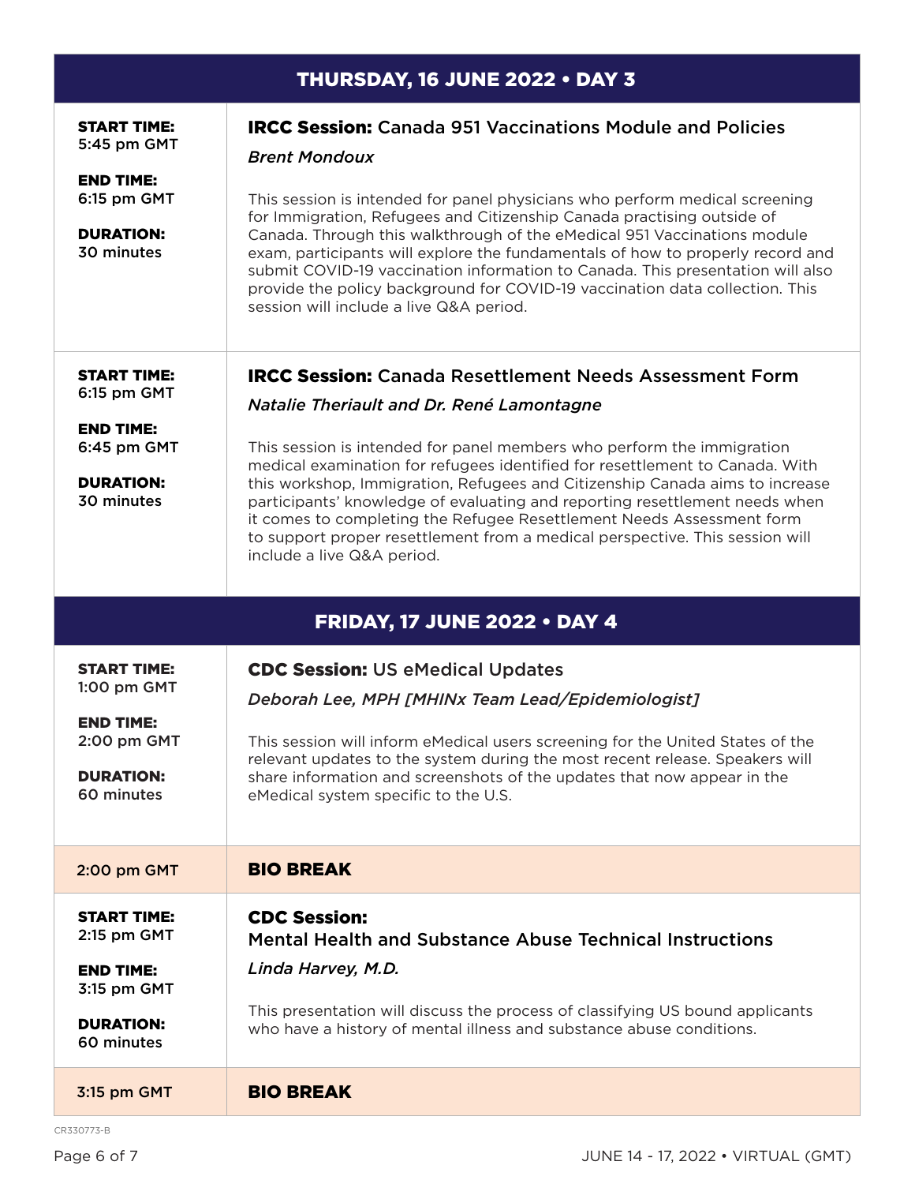## THURSDAY, 16 JUNE 2022 • DAY 3

| | |
|---|---|
| **START TIME:** 5:45 pm GMT<br><br>**END TIME:** 6:15 pm GMT<br><br>**DURATION:** 30 minutes | **IRCC Session:** Canada 951 Vaccinations Module and Policies<br><br>*Brent Mondoux*<br><br>This session is intended for panel physicians who perform medical screening for Immigration, Refugees and Citizenship Canada practising outside of Canada. Through this walkthrough of the eMedical 951 Vaccinations module exam, participants will explore the fundamentals of how to properly record and submit COVID-19 vaccination information to Canada. This presentation will also provide the policy background for COVID-19 vaccination data collection. This session will include a live Q&A period. |
| **START TIME:** 6:15 pm GMT<br><br>**END TIME:** 6:45 pm GMT<br><br>**DURATION:** 30 minutes | **IRCC Session:** Canada Resettlement Needs Assessment Form<br><br>*Natalie Theriault and Dr. René Lamontagne*<br><br>This session is intended for panel members who perform the immigration medical examination for refugees identified for resettlement to Canada. With this workshop, Immigration, Refugees and Citizenship Canada aims to increase participants' knowledge of evaluating and reporting resettlement needs when it comes to completing the Refugee Resettlement Needs Assessment form to support proper resettlement from a medical perspective. This session will include a live Q&A period. |

## FRIDAY, 17 JUNE 2022 • DAY 4

| | |
|---|---|
| **START TIME:** 1:00 pm GMT<br><br>**END TIME:** 2:00 pm GMT<br><br>**DURATION:** 60 minutes | **CDC Session:** US eMedical Updates<br><br>*Deborah Lee, MPH [MHINx Team Lead/Epidemiologist]*<br><br>This session will inform eMedical users screening for the United States of the relevant updates to the system during the most recent release. Speakers will share information and screenshots of the updates that now appear in the eMedical system specific to the U.S. |
| 2:00 pm GMT | **BIO BREAK** |
| **START TIME:** 2:15 pm GMT<br><br>**END TIME:** 3:15 pm GMT<br><br>**DURATION:** 60 minutes | **CDC Session:** Mental Health and Substance Abuse Technical Instructions<br><br>*Linda Harvey, M.D.*<br><br>This presentation will discuss the process of classifying US bound applicants who have a history of mental illness and substance abuse conditions. |
| 3:15 pm GMT | **BIO BREAK** |

CR330773-B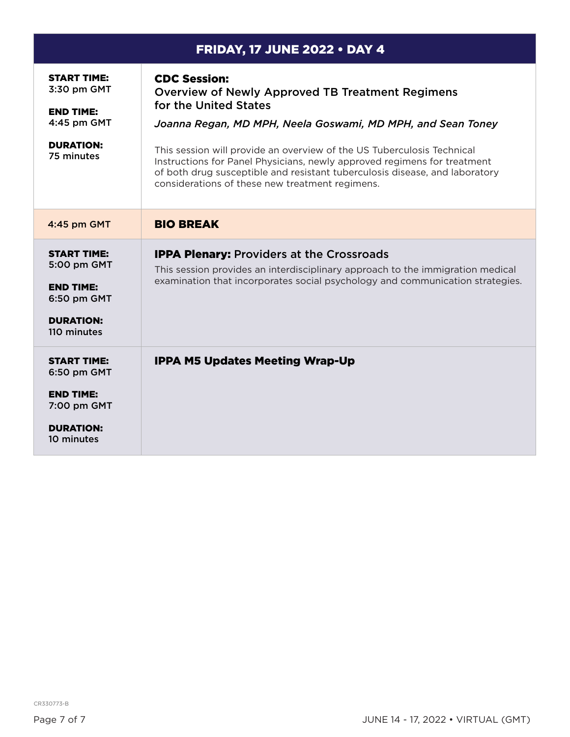## FRIDAY, 17 JUNE 2022 • DAY 4

| | |
|---|---|
| **START TIME:** 3:30 pm GMT<br>**END TIME:** 4:45 pm GMT<br>**DURATION:** 75 minutes | **CDC Session:** Overview of Newly Approved TB Treatment Regimens for the United States<br>*Joanna Regan, MD MPH, Neela Goswami, MD MPH, and Sean Toney*<br>This session will provide an overview of the US Tuberculosis Technical Instructions for Panel Physicians, newly approved regimens for treatment of both drug susceptible and resistant tuberculosis disease, and laboratory considerations of these new treatment regimens. |
| 4:45 pm GMT | **BIO BREAK** |
| **START TIME:** 5:00 pm GMT<br>**END TIME:** 6:50 pm GMT<br>**DURATION:** 110 minutes | **IPPA Plenary:** Providers at the Crossroads<br>This session provides an interdisciplinary approach to the immigration medical examination that incorporates social psychology and communication strategies. |
| **START TIME:** 6:50 pm GMT<br>**END TIME:** 7:00 pm GMT<br>**DURATION:** 10 minutes | **IPPA M5 Updates Meeting Wrap-Up** |

CR330773-B